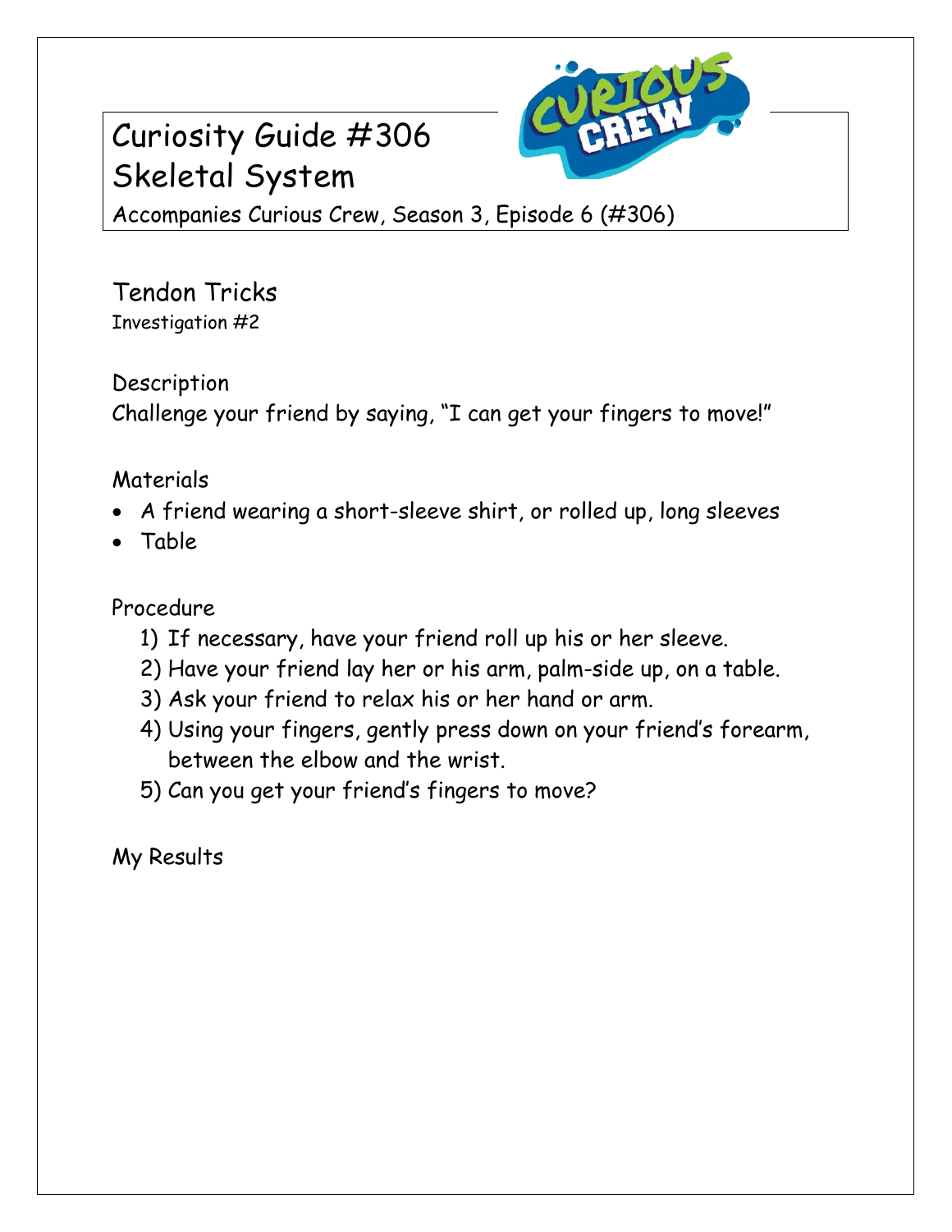# Curiosity Guide #306
# Skeletal System

Accompanies Curious Crew, Season 3, Episode 6 (#306)

## Tendon Tricks

Investigation #2

### Description

Challenge your friend by saying, "I can get your fingers to move!"

### Materials

- A friend wearing a short-sleeve shirt, or rolled up, long sleeves
- Table

### Procedure

1) If necessary, have your friend roll up his or her sleeve.
2) Have your friend lay her or his arm, palm-side up, on a table.
3) Ask your friend to relax his or her hand or arm.
4) Using your fingers, gently press down on your friend's forearm, between the elbow and the wrist.
5) Can you get your friend's fingers to move?

### My Results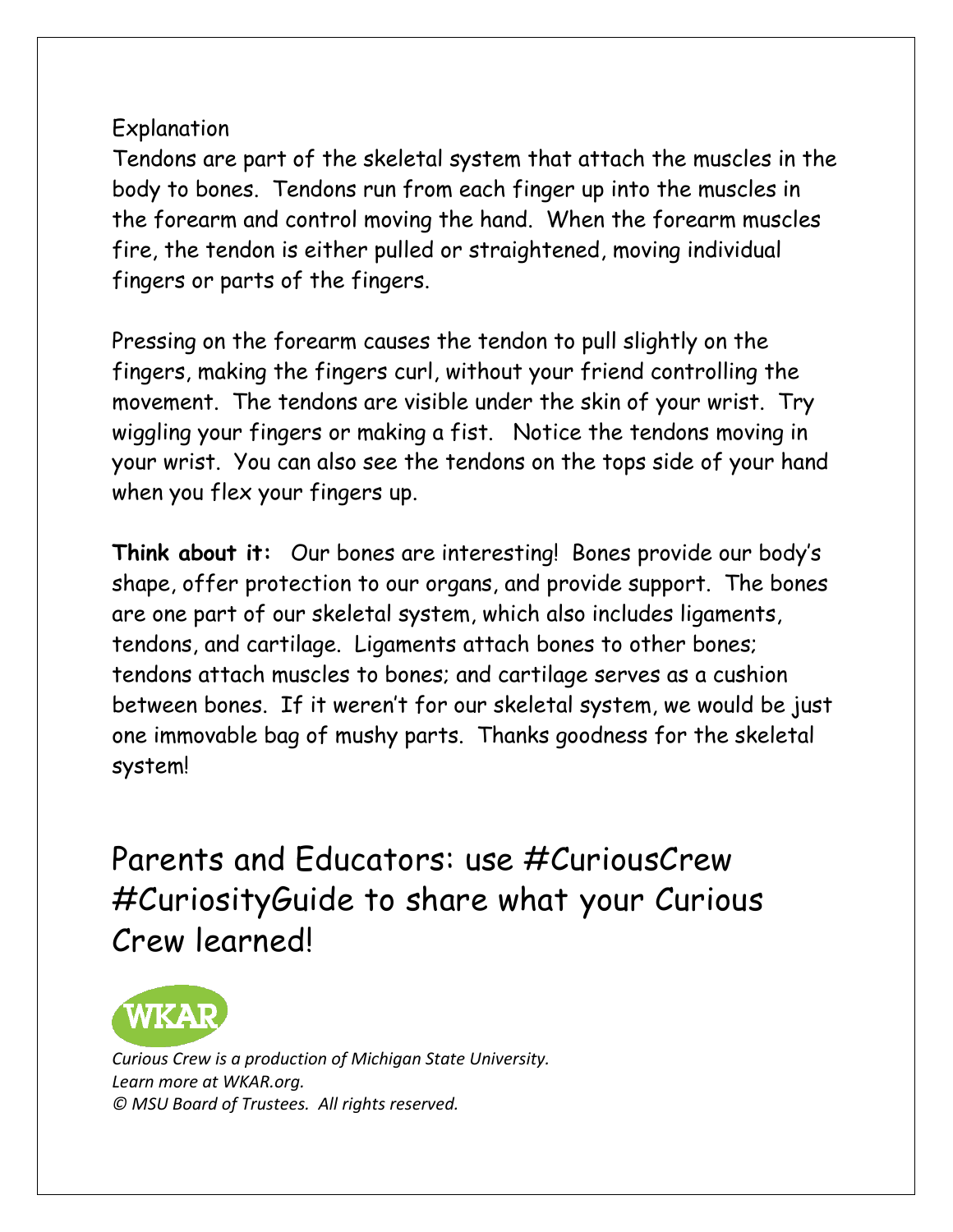Explanation

Tendons are part of the skeletal system that attach the muscles in the body to bones. Tendons run from each finger up into the muscles in the forearm and control moving the hand. When the forearm muscles fire, the tendon is either pulled or straightened, moving individual fingers or parts of the fingers.

Pressing on the forearm causes the tendon to pull slightly on the fingers, making the fingers curl, without your friend controlling the movement. The tendons are visible under the skin of your wrist. Try wiggling your fingers or making a fist. Notice the tendons moving in your wrist. You can also see the tendons on the tops side of your hand when you flex your fingers up.

**Think about it:** Our bones are interesting! Bones provide our body's shape, offer protection to our organs, and provide support. The bones are one part of our skeletal system, which also includes ligaments, tendons, and cartilage. Ligaments attach bones to other bones; tendons attach muscles to bones; and cartilage serves as a cushion between bones. If it weren't for our skeletal system, we would be just one immovable bag of mushy parts. Thanks goodness for the skeletal system!

## Parents and Educators: use #CuriousCrew #CuriosityGuide to share what your Curious Crew learned!

WKAR

*Curious Crew is a production of Michigan State University.*
*Learn more at WKAR.org.*
*© MSU Board of Trustees. All rights reserved.*